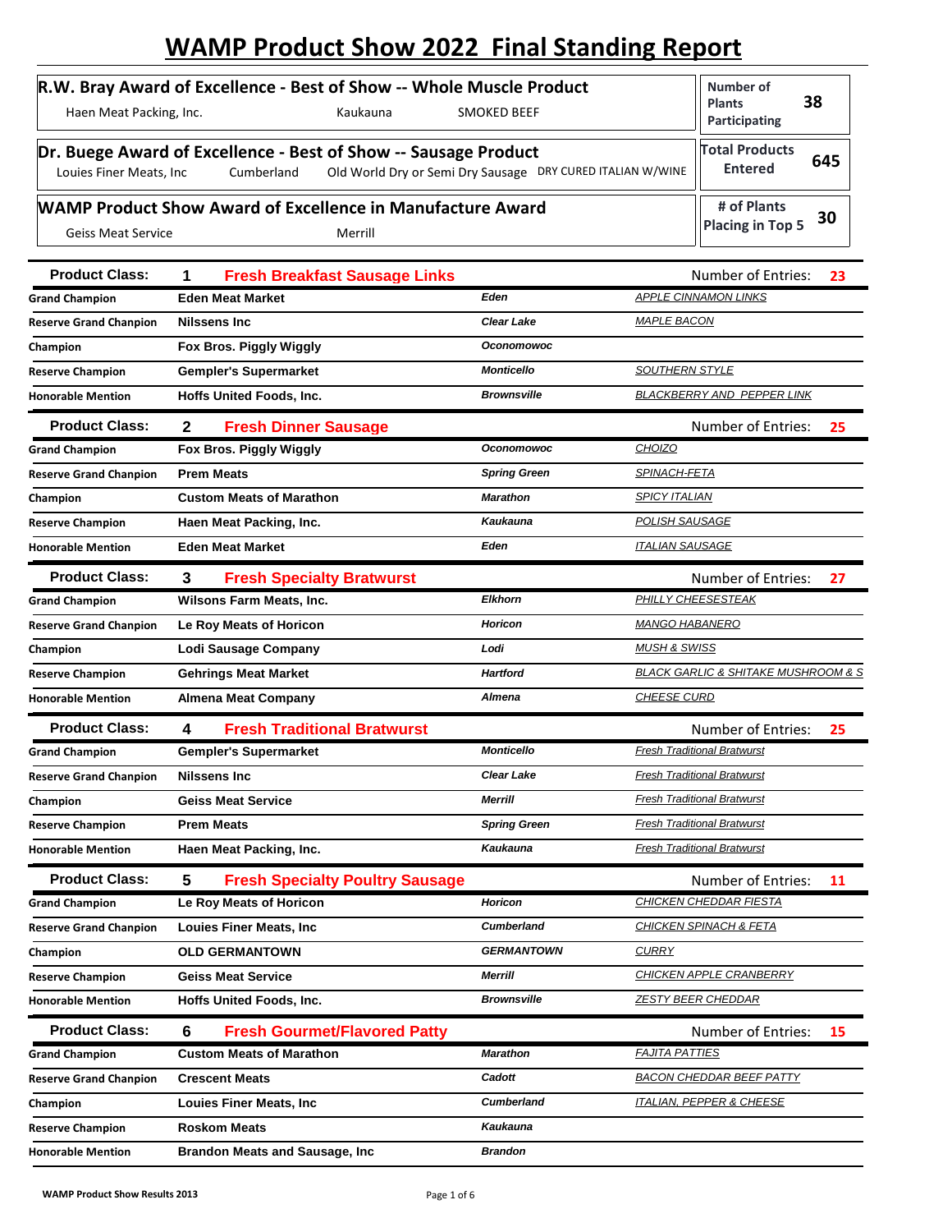# WAMP Product Show 2022 Final Standing Report

**R.W. Bray Award of Excellence - Best of Show -- Whole Muscle Product**

Haen Meat Packing, Inc. | Kaukauna | SMOKED BEEF

**Dr. Buege Award of Excellence - Best of Show -- Sausage Product**

Louies Finer Meats, Inc | Cumberland | Old World Dry or Semi Dry Sausage | DRY CURED ITALIAN W/WINE

**WAMP Product Show Award of Excellence in Manufacture Award**

Geiss Meat Service | Merrill

| | |
|---|---|
| Number of Plants Participating | 38 |
| Total Products Entered | 645 |
| # of Plants Placing in Top 5 | 30 |

## Product Class: 1 Fresh Breakfast Sausage Links — Number of Entries: 23

| Place | Company | City | Product |
|---|---|---|---|
| Grand Champion | Eden Meat Market | Eden | APPLE CINNAMON LINKS |
| Reserve Grand Chanpion | Nilssens Inc | Clear Lake | MAPLE BACON |
| Champion | Fox Bros. Piggly Wiggly | Oconomowoc | |
| Reserve Champion | Gempler's Supermarket | Monticello | SOUTHERN STYLE |
| Honorable Mention | Hoffs United Foods, Inc. | Brownsville | BLACKBERRY AND PEPPER LINK |

## Product Class: 2 Fresh Dinner Sausage — Number of Entries: 25

| Place | Company | City | Product |
|---|---|---|---|
| Grand Champion | Fox Bros. Piggly Wiggly | Oconomowoc | CHOIZO |
| Reserve Grand Chanpion | Prem Meats | Spring Green | SPINACH-FETA |
| Champion | Custom Meats of Marathon | Marathon | SPICY ITALIAN |
| Reserve Champion | Haen Meat Packing, Inc. | Kaukauna | POLISH SAUSAGE |
| Honorable Mention | Eden Meat Market | Eden | ITALIAN SAUSAGE |

## Product Class: 3 Fresh Specialty Bratwurst — Number of Entries: 27

| Place | Company | City | Product |
|---|---|---|---|
| Grand Champion | Wilsons Farm Meats, Inc. | Elkhorn | PHILLY CHEESESTEAK |
| Reserve Grand Chanpion | Le Roy Meats of Horicon | Horicon | MANGO HABANERO |
| Champion | Lodi Sausage Company | Lodi | MUSH & SWISS |
| Reserve Champion | Gehrings Meat Market | Hartford | BLACK GARLIC & SHITAKE MUSHROOM & S |
| Honorable Mention | Almena Meat Company | Almena | CHEESE CURD |

## Product Class: 4 Fresh Traditional Bratwurst — Number of Entries: 25

| Place | Company | City | Product |
|---|---|---|---|
| Grand Champion | Gempler's Supermarket | Monticello | Fresh Traditional Bratwurst |
| Reserve Grand Chanpion | Nilssens Inc | Clear Lake | Fresh Traditional Bratwurst |
| Champion | Geiss Meat Service | Merrill | Fresh Traditional Bratwurst |
| Reserve Champion | Prem Meats | Spring Green | Fresh Traditional Bratwurst |
| Honorable Mention | Haen Meat Packing, Inc. | Kaukauna | Fresh Traditional Bratwurst |

## Product Class: 5 Fresh Specialty Poultry Sausage — Number of Entries: 11

| Place | Company | City | Product |
|---|---|---|---|
| Grand Champion | Le Roy Meats of Horicon | Horicon | CHICKEN CHEDDAR FIESTA |
| Reserve Grand Chanpion | Louies Finer Meats, Inc | Cumberland | CHICKEN SPINACH & FETA |
| Champion | OLD GERMANTOWN | GERMANTOWN | CURRY |
| Reserve Champion | Geiss Meat Service | Merrill | CHICKEN APPLE CRANBERRY |
| Honorable Mention | Hoffs United Foods, Inc. | Brownsville | ZESTY BEER CHEDDAR |

## Product Class: 6 Fresh Gourmet/Flavored Patty — Number of Entries: 15

| Place | Company | City | Product |
|---|---|---|---|
| Grand Champion | Custom Meats of Marathon | Marathon | FAJITA PATTIES |
| Reserve Grand Chanpion | Crescent Meats | Cadott | BACON CHEDDAR BEEF PATTY |
| Champion | Louies Finer Meats, Inc | Cumberland | ITALIAN, PEPPER & CHEESE |
| Reserve Champion | Roskom Meats | Kaukauna | |
| Honorable Mention | Brandon Meats and Sausage, Inc | Brandon | |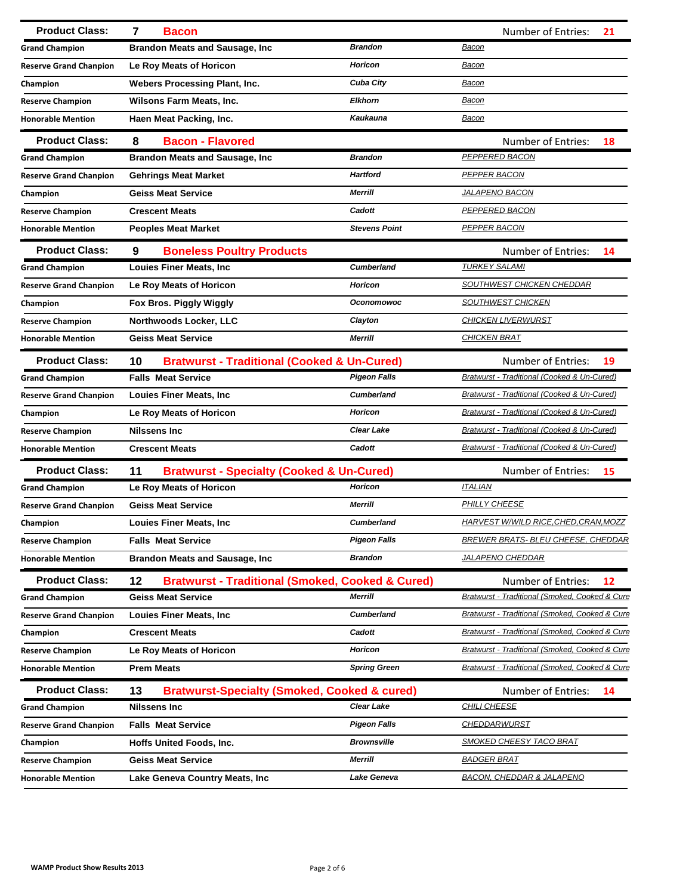## Product Class: 7 Bacon

Number of Entries: 21

| Award | Company | City | Product |
|---|---|---|---|
| Grand Champion | Brandon Meats and Sausage, Inc | Brandon | Bacon |
| Reserve Grand Chanpion | Le Roy Meats of Horicon | Horicon | Bacon |
| Champion | Webers Processing Plant, Inc. | Cuba City | Bacon |
| Reserve Champion | Wilsons Farm Meats, Inc. | Elkhorn | Bacon |
| Honorable Mention | Haen Meat Packing, Inc. | Kaukauna | Bacon |

## Product Class: 8 Bacon - Flavored

Number of Entries: 18

| Award | Company | City | Product |
|---|---|---|---|
| Grand Champion | Brandon Meats and Sausage, Inc | Brandon | PEPPERED BACON |
| Reserve Grand Chanpion | Gehrings Meat Market | Hartford | PEPPER BACON |
| Champion | Geiss Meat Service | Merrill | JALAPENO BACON |
| Reserve Champion | Crescent Meats | Cadott | PEPPERED BACON |
| Honorable Mention | Peoples Meat Market | Stevens Point | PEPPER BACON |

## Product Class: 9 Boneless Poultry Products

Number of Entries: 14

| Award | Company | City | Product |
|---|---|---|---|
| Grand Champion | Louies Finer Meats, Inc | Cumberland | TURKEY SALAMI |
| Reserve Grand Chanpion | Le Roy Meats of Horicon | Horicon | SOUTHWEST CHICKEN CHEDDAR |
| Champion | Fox Bros. Piggly Wiggly | Oconomowoc | SOUTHWEST CHICKEN |
| Reserve Champion | Northwoods Locker, LLC | Clayton | CHICKEN LIVERWURST |
| Honorable Mention | Geiss Meat Service | Merrill | CHICKEN BRAT |

## Product Class: 10 Bratwurst - Traditional (Cooked & Un-Cured)

Number of Entries: 19

| Award | Company | City | Product |
|---|---|---|---|
| Grand Champion | Falls Meat Service | Pigeon Falls | Bratwurst - Traditional (Cooked & Un-Cured) |
| Reserve Grand Chanpion | Louies Finer Meats, Inc | Cumberland | Bratwurst - Traditional (Cooked & Un-Cured) |
| Champion | Le Roy Meats of Horicon | Horicon | Bratwurst - Traditional (Cooked & Un-Cured) |
| Reserve Champion | Nilssens Inc | Clear Lake | Bratwurst - Traditional (Cooked & Un-Cured) |
| Honorable Mention | Crescent Meats | Cadott | Bratwurst - Traditional (Cooked & Un-Cured) |

## Product Class: 11 Bratwurst - Specialty (Cooked & Un-Cured)

Number of Entries: 15

| Award | Company | City | Product |
|---|---|---|---|
| Grand Champion | Le Roy Meats of Horicon | Horicon | ITALIAN |
| Reserve Grand Chanpion | Geiss Meat Service | Merrill | PHILLY CHEESE |
| Champion | Louies Finer Meats, Inc | Cumberland | HARVEST W/WILD RICE,CHED,CRAN,MOZZ |
| Reserve Champion | Falls Meat Service | Pigeon Falls | BREWER BRATS- BLEU CHEESE, CHEDDAR |
| Honorable Mention | Brandon Meats and Sausage, Inc | Brandon | JALAPENO CHEDDAR |

## Product Class: 12 Bratwurst - Traditional (Smoked, Cooked & Cured)

Number of Entries: 12

| Award | Company | City | Product |
|---|---|---|---|
| Grand Champion | Geiss Meat Service | Merrill | Bratwurst - Traditional (Smoked, Cooked & Cure |
| Reserve Grand Chanpion | Louies Finer Meats, Inc | Cumberland | Bratwurst - Traditional (Smoked, Cooked & Cure |
| Champion | Crescent Meats | Cadott | Bratwurst - Traditional (Smoked, Cooked & Cure |
| Reserve Champion | Le Roy Meats of Horicon | Horicon | Bratwurst - Traditional (Smoked, Cooked & Cure |
| Honorable Mention | Prem Meats | Spring Green | Bratwurst - Traditional (Smoked, Cooked & Cure |

## Product Class: 13 Bratwurst-Specialty (Smoked, Cooked & cured)

Number of Entries: 14

| Award | Company | City | Product |
|---|---|---|---|
| Grand Champion | Nilssens Inc | Clear Lake | CHILI CHEESE |
| Reserve Grand Chanpion | Falls Meat Service | Pigeon Falls | CHEDDARWURST |
| Champion | Hoffs United Foods, Inc. | Brownsville | SMOKED CHEESY TACO BRAT |
| Reserve Champion | Geiss Meat Service | Merrill | BADGER BRAT |
| Honorable Mention | Lake Geneva Country Meats, Inc | Lake Geneva | BACON, CHEDDAR & JALAPENO |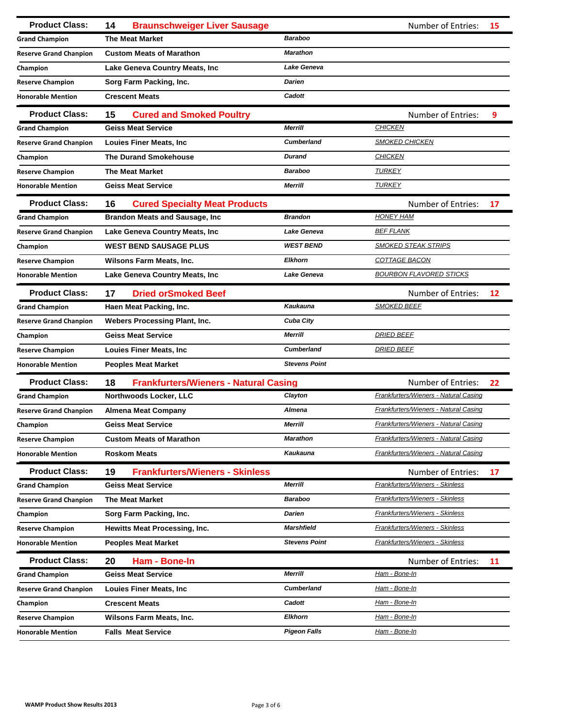## Product Class: 14 Braunschweiger Liver Sausage

Number of Entries: 15

| Award | Company | City | Product |
|---|---|---|---|
| Grand Champion | The Meat Market | Baraboo | |
| Reserve Grand Chanpion | Custom Meats of Marathon | Marathon | |
| Champion | Lake Geneva Country Meats, Inc | Lake Geneva | |
| Reserve Champion | Sorg Farm Packing, Inc. | Darien | |
| Honorable Mention | Crescent Meats | Cadott | |

## Product Class: 15 Cured and Smoked Poultry

Number of Entries: 9

| Award | Company | City | Product |
|---|---|---|---|
| Grand Champion | Geiss Meat Service | Merrill | CHICKEN |
| Reserve Grand Chanpion | Louies Finer Meats, Inc | Cumberland | SMOKED CHICKEN |
| Champion | The Durand Smokehouse | Durand | CHICKEN |
| Reserve Champion | The Meat Market | Baraboo | TURKEY |
| Honorable Mention | Geiss Meat Service | Merrill | TURKEY |

## Product Class: 16 Cured Specialty Meat Products

Number of Entries: 17

| Award | Company | City | Product |
|---|---|---|---|
| Grand Champion | Brandon Meats and Sausage, Inc | Brandon | HONEY HAM |
| Reserve Grand Chanpion | Lake Geneva Country Meats, Inc | Lake Geneva | BEF FLANK |
| Champion | WEST BEND SAUSAGE PLUS | WEST BEND | SMOKED STEAK STRIPS |
| Reserve Champion | Wilsons Farm Meats, Inc. | Elkhorn | COTTAGE BACON |
| Honorable Mention | Lake Geneva Country Meats, Inc | Lake Geneva | BOURBON FLAVORED STICKS |

## Product Class: 17 Dried orSmoked Beef

Number of Entries: 12

| Award | Company | City | Product |
|---|---|---|---|
| Grand Champion | Haen Meat Packing, Inc. | Kaukauna | SMOKED BEEF |
| Reserve Grand Chanpion | Webers Processing Plant, Inc. | Cuba City | |
| Champion | Geiss Meat Service | Merrill | DRIED BEEF |
| Reserve Champion | Louies Finer Meats, Inc | Cumberland | DRIED BEEF |
| Honorable Mention | Peoples Meat Market | Stevens Point | |

## Product Class: 18 Frankfurters/Wieners - Natural Casing

Number of Entries: 22

| Award | Company | City | Product |
|---|---|---|---|
| Grand Champion | Northwoods Locker, LLC | Clayton | Frankfurters/Wieners - Natural Casing |
| Reserve Grand Chanpion | Almena Meat Company | Almena | Frankfurters/Wieners - Natural Casing |
| Champion | Geiss Meat Service | Merrill | Frankfurters/Wieners - Natural Casing |
| Reserve Champion | Custom Meats of Marathon | Marathon | Frankfurters/Wieners - Natural Casing |
| Honorable Mention | Roskom Meats | Kaukauna | Frankfurters/Wieners - Natural Casing |

## Product Class: 19 Frankfurters/Wieners - Skinless

Number of Entries: 17

| Award | Company | City | Product |
|---|---|---|---|
| Grand Champion | Geiss Meat Service | Merrill | Frankfurters/Wieners - Skinless |
| Reserve Grand Chanpion | The Meat Market | Baraboo | Frankfurters/Wieners - Skinless |
| Champion | Sorg Farm Packing, Inc. | Darien | Frankfurters/Wieners - Skinless |
| Reserve Champion | Hewitts Meat Processing, Inc. | Marshfield | Frankfurters/Wieners - Skinless |
| Honorable Mention | Peoples Meat Market | Stevens Point | Frankfurters/Wieners - Skinless |

## Product Class: 20 Ham - Bone-In

Number of Entries: 11

| Award | Company | City | Product |
|---|---|---|---|
| Grand Champion | Geiss Meat Service | Merrill | Ham - Bone-In |
| Reserve Grand Chanpion | Louies Finer Meats, Inc | Cumberland | Ham - Bone-In |
| Champion | Crescent Meats | Cadott | Ham - Bone-In |
| Reserve Champion | Wilsons Farm Meats, Inc. | Elkhorn | Ham - Bone-In |
| Honorable Mention | Falls Meat Service | Pigeon Falls | Ham - Bone-In |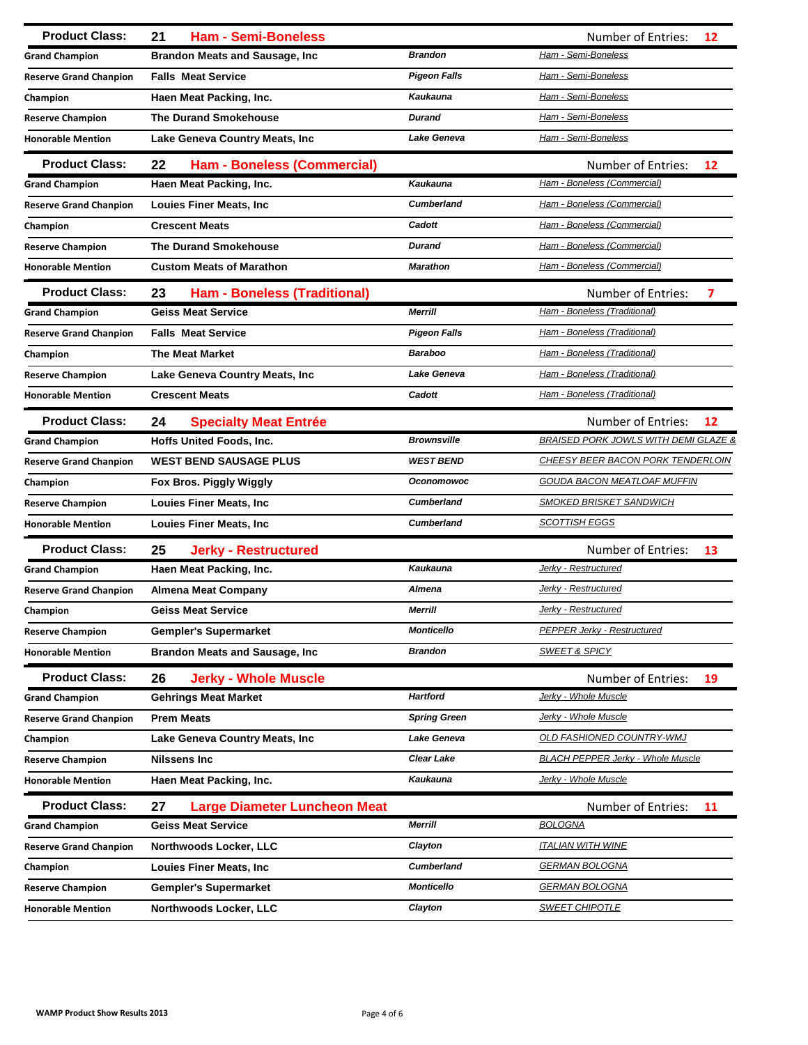## Product Class: 21 Ham - Semi-Boneless

Number of Entries: 12

| Award | Company | City | Product |
|---|---|---|---|
| Grand Champion | Brandon Meats and Sausage, Inc | Brandon | Ham - Semi-Boneless |
| Reserve Grand Chanpion | Falls Meat Service | Pigeon Falls | Ham - Semi-Boneless |
| Champion | Haen Meat Packing, Inc. | Kaukauna | Ham - Semi-Boneless |
| Reserve Champion | The Durand Smokehouse | Durand | Ham - Semi-Boneless |
| Honorable Mention | Lake Geneva Country Meats, Inc | Lake Geneva | Ham - Semi-Boneless |

## Product Class: 22 Ham - Boneless (Commercial)

Number of Entries: 12

| Award | Company | City | Product |
|---|---|---|---|
| Grand Champion | Haen Meat Packing, Inc. | Kaukauna | Ham - Boneless (Commercial) |
| Reserve Grand Chanpion | Louies Finer Meats, Inc | Cumberland | Ham - Boneless (Commercial) |
| Champion | Crescent Meats | Cadott | Ham - Boneless (Commercial) |
| Reserve Champion | The Durand Smokehouse | Durand | Ham - Boneless (Commercial) |
| Honorable Mention | Custom Meats of Marathon | Marathon | Ham - Boneless (Commercial) |

## Product Class: 23 Ham - Boneless (Traditional)

Number of Entries: 7

| Award | Company | City | Product |
|---|---|---|---|
| Grand Champion | Geiss Meat Service | Merrill | Ham - Boneless (Traditional) |
| Reserve Grand Chanpion | Falls Meat Service | Pigeon Falls | Ham - Boneless (Traditional) |
| Champion | The Meat Market | Baraboo | Ham - Boneless (Traditional) |
| Reserve Champion | Lake Geneva Country Meats, Inc | Lake Geneva | Ham - Boneless (Traditional) |
| Honorable Mention | Crescent Meats | Cadott | Ham - Boneless (Traditional) |

## Product Class: 24 Specialty Meat Entrée

Number of Entries: 12

| Award | Company | City | Product |
|---|---|---|---|
| Grand Champion | Hoffs United Foods, Inc. | Brownsville | BRAISED PORK JOWLS WITH DEMI GLAZE & |
| Reserve Grand Chanpion | WEST BEND SAUSAGE PLUS | WEST BEND | CHEESY BEER BACON PORK TENDERLOIN |
| Champion | Fox Bros. Piggly Wiggly | Oconomowoc | GOUDA BACON MEATLOAF MUFFIN |
| Reserve Champion | Louies Finer Meats, Inc | Cumberland | SMOKED BRISKET SANDWICH |
| Honorable Mention | Louies Finer Meats, Inc | Cumberland | SCOTTISH EGGS |

## Product Class: 25 Jerky - Restructured

Number of Entries: 13

| Award | Company | City | Product |
|---|---|---|---|
| Grand Champion | Haen Meat Packing, Inc. | Kaukauna | Jerky - Restructured |
| Reserve Grand Chanpion | Almena Meat Company | Almena | Jerky - Restructured |
| Champion | Geiss Meat Service | Merrill | Jerky - Restructured |
| Reserve Champion | Gempler's Supermarket | Monticello | PEPPER Jerky - Restructured |
| Honorable Mention | Brandon Meats and Sausage, Inc | Brandon | SWEET & SPICY |

## Product Class: 26 Jerky - Whole Muscle

Number of Entries: 19

| Award | Company | City | Product |
|---|---|---|---|
| Grand Champion | Gehrings Meat Market | Hartford | Jerky - Whole Muscle |
| Reserve Grand Chanpion | Prem Meats | Spring Green | Jerky - Whole Muscle |
| Champion | Lake Geneva Country Meats, Inc | Lake Geneva | OLD FASHIONED COUNTRY-WMJ |
| Reserve Champion | Nilssens Inc | Clear Lake | BLACH PEPPER Jerky - Whole Muscle |
| Honorable Mention | Haen Meat Packing, Inc. | Kaukauna | Jerky - Whole Muscle |

## Product Class: 27 Large Diameter Luncheon Meat

Number of Entries: 11

| Award | Company | City | Product |
|---|---|---|---|
| Grand Champion | Geiss Meat Service | Merrill | BOLOGNA |
| Reserve Grand Chanpion | Northwoods Locker, LLC | Clayton | ITALIAN WITH WINE |
| Champion | Louies Finer Meats, Inc | Cumberland | GERMAN BOLOGNA |
| Reserve Champion | Gempler's Supermarket | Monticello | GERMAN BOLOGNA |
| Honorable Mention | Northwoods Locker, LLC | Clayton | SWEET CHIPOTLE |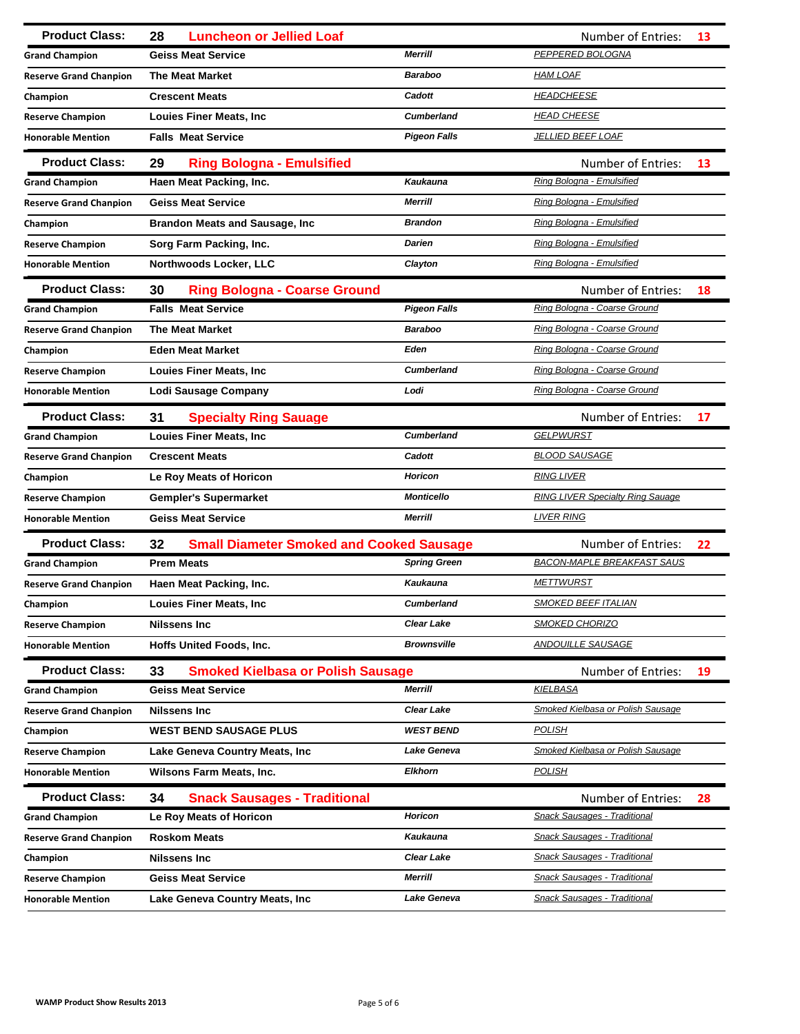| Product Class: | 28 Luncheon or Jellied Loaf | | Number of Entries: 13 |
|---|---|---|---|
| Grand Champion | Geiss Meat Service | Merrill | PEPPERED BOLOGNA |
| Reserve Grand Chanpion | The Meat Market | Baraboo | HAM LOAF |
| Champion | Crescent Meats | Cadott | HEADCHEESE |
| Reserve Champion | Louies Finer Meats, Inc | Cumberland | HEAD CHEESE |
| Honorable Mention | Falls Meat Service | Pigeon Falls | JELLIED BEEF LOAF |

| Product Class: | 29 Ring Bologna - Emulsified | | Number of Entries: 13 |
|---|---|---|---|
| Grand Champion | Haen Meat Packing, Inc. | Kaukauna | Ring Bologna - Emulsified |
| Reserve Grand Chanpion | Geiss Meat Service | Merrill | Ring Bologna - Emulsified |
| Champion | Brandon Meats and Sausage, Inc | Brandon | Ring Bologna - Emulsified |
| Reserve Champion | Sorg Farm Packing, Inc. | Darien | Ring Bologna - Emulsified |
| Honorable Mention | Northwoods Locker, LLC | Clayton | Ring Bologna - Emulsified |

| Product Class: | 30 Ring Bologna - Coarse Ground | | Number of Entries: 18 |
|---|---|---|---|
| Grand Champion | Falls Meat Service | Pigeon Falls | Ring Bologna - Coarse Ground |
| Reserve Grand Chanpion | The Meat Market | Baraboo | Ring Bologna - Coarse Ground |
| Champion | Eden Meat Market | Eden | Ring Bologna - Coarse Ground |
| Reserve Champion | Louies Finer Meats, Inc | Cumberland | Ring Bologna - Coarse Ground |
| Honorable Mention | Lodi Sausage Company | Lodi | Ring Bologna - Coarse Ground |

| Product Class: | 31 Specialty Ring Sauage | | Number of Entries: 17 |
|---|---|---|---|
| Grand Champion | Louies Finer Meats, Inc | Cumberland | GELPWURST |
| Reserve Grand Chanpion | Crescent Meats | Cadott | BLOOD SAUSAGE |
| Champion | Le Roy Meats of Horicon | Horicon | RING LIVER |
| Reserve Champion | Gempler's Supermarket | Monticello | RING LIVER Specialty Ring Sauage |
| Honorable Mention | Geiss Meat Service | Merrill | LIVER RING |

| Product Class: | 32 Small Diameter Smoked and Cooked Sausage | | Number of Entries: 22 |
|---|---|---|---|
| Grand Champion | Prem Meats | Spring Green | BACON-MAPLE BREAKFAST SAUS |
| Reserve Grand Chanpion | Haen Meat Packing, Inc. | Kaukauna | METTWURST |
| Champion | Louies Finer Meats, Inc | Cumberland | SMOKED BEEF ITALIAN |
| Reserve Champion | Nilssens Inc | Clear Lake | SMOKED CHORIZO |
| Honorable Mention | Hoffs United Foods, Inc. | Brownsville | ANDOUILLE SAUSAGE |

| Product Class: | 33 Smoked Kielbasa or Polish Sausage | | Number of Entries: 19 |
|---|---|---|---|
| Grand Champion | Geiss Meat Service | Merrill | KIELBASA |
| Reserve Grand Chanpion | Nilssens Inc | Clear Lake | Smoked Kielbasa or Polish Sausage |
| Champion | WEST BEND SAUSAGE PLUS | WEST BEND | POLISH |
| Reserve Champion | Lake Geneva Country Meats, Inc | Lake Geneva | Smoked Kielbasa or Polish Sausage |
| Honorable Mention | Wilsons Farm Meats, Inc. | Elkhorn | POLISH |

| Product Class: | 34 Snack Sausages - Traditional | | Number of Entries: 28 |
|---|---|---|---|
| Grand Champion | Le Roy Meats of Horicon | Horicon | Snack Sausages - Traditional |
| Reserve Grand Chanpion | Roskom Meats | Kaukauna | Snack Sausages - Traditional |
| Champion | Nilssens Inc | Clear Lake | Snack Sausages - Traditional |
| Reserve Champion | Geiss Meat Service | Merrill | Snack Sausages - Traditional |
| Honorable Mention | Lake Geneva Country Meats, Inc | Lake Geneva | Snack Sausages - Traditional |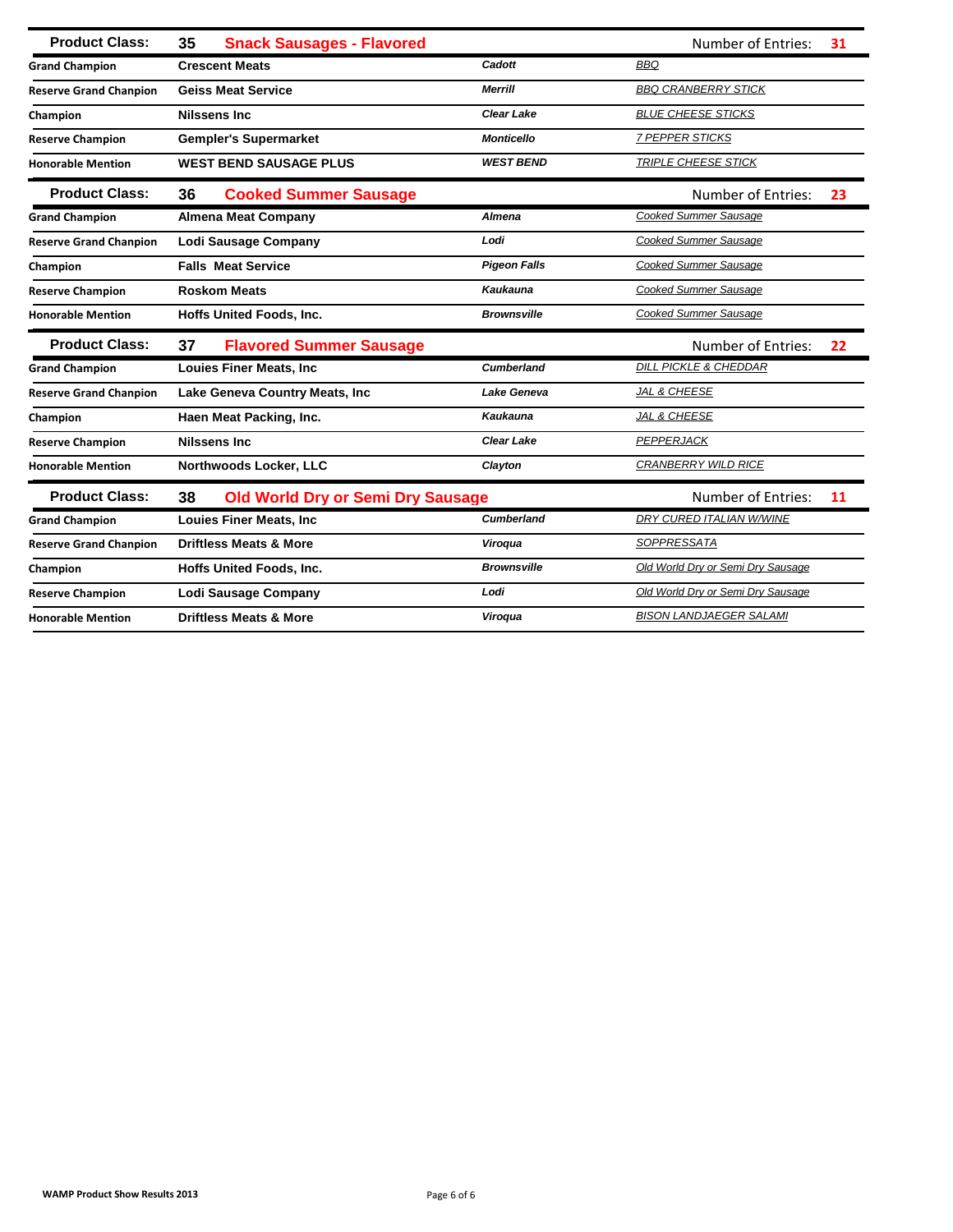| Product Class: | 35 Snack Sausages - Flavored | | Number of Entries: 31 |
|---|---|---|---|
| Grand Champion | Crescent Meats | *Cadott* | *BBQ* |
| Reserve Grand Chanpion | Geiss Meat Service | *Merrill* | *BBQ CRANBERRY STICK* |
| Champion | Nilssens Inc | *Clear Lake* | *BLUE CHEESE STICKS* |
| Reserve Champion | Gempler's Supermarket | *Monticello* | *7 PEPPER STICKS* |
| Honorable Mention | WEST BEND SAUSAGE PLUS | *WEST BEND* | *TRIPLE CHEESE STICK* |

| Product Class: | 36 Cooked Summer Sausage | | Number of Entries: 23 |
|---|---|---|---|
| Grand Champion | Almena Meat Company | *Almena* | *Cooked Summer Sausage* |
| Reserve Grand Chanpion | Lodi Sausage Company | *Lodi* | *Cooked Summer Sausage* |
| Champion | Falls Meat Service | *Pigeon Falls* | *Cooked Summer Sausage* |
| Reserve Champion | Roskom Meats | *Kaukauna* | *Cooked Summer Sausage* |
| Honorable Mention | Hoffs United Foods, Inc. | *Brownsville* | *Cooked Summer Sausage* |

| Product Class: | 37 Flavored Summer Sausage | | Number of Entries: 22 |
|---|---|---|---|
| Grand Champion | Louies Finer Meats, Inc | *Cumberland* | *DILL PICKLE & CHEDDAR* |
| Reserve Grand Chanpion | Lake Geneva Country Meats, Inc | *Lake Geneva* | *JAL & CHEESE* |
| Champion | Haen Meat Packing, Inc. | *Kaukauna* | *JAL & CHEESE* |
| Reserve Champion | Nilssens Inc | *Clear Lake* | *PEPPERJACK* |
| Honorable Mention | Northwoods Locker, LLC | *Clayton* | *CRANBERRY WILD RICE* |

| Product Class: | 38 Old World Dry or Semi Dry Sausage | | Number of Entries: 11 |
|---|---|---|---|
| Grand Champion | Louies Finer Meats, Inc | *Cumberland* | *DRY CURED ITALIAN W/WINE* |
| Reserve Grand Chanpion | Driftless Meats & More | *Viroqua* | *SOPPRESSATA* |
| Champion | Hoffs United Foods, Inc. | *Brownsville* | *Old World Dry or Semi Dry Sausage* |
| Reserve Champion | Lodi Sausage Company | *Lodi* | *Old World Dry or Semi Dry Sausage* |
| Honorable Mention | Driftless Meats & More | *Viroqua* | *BISON LANDJAEGER SALAMI* |